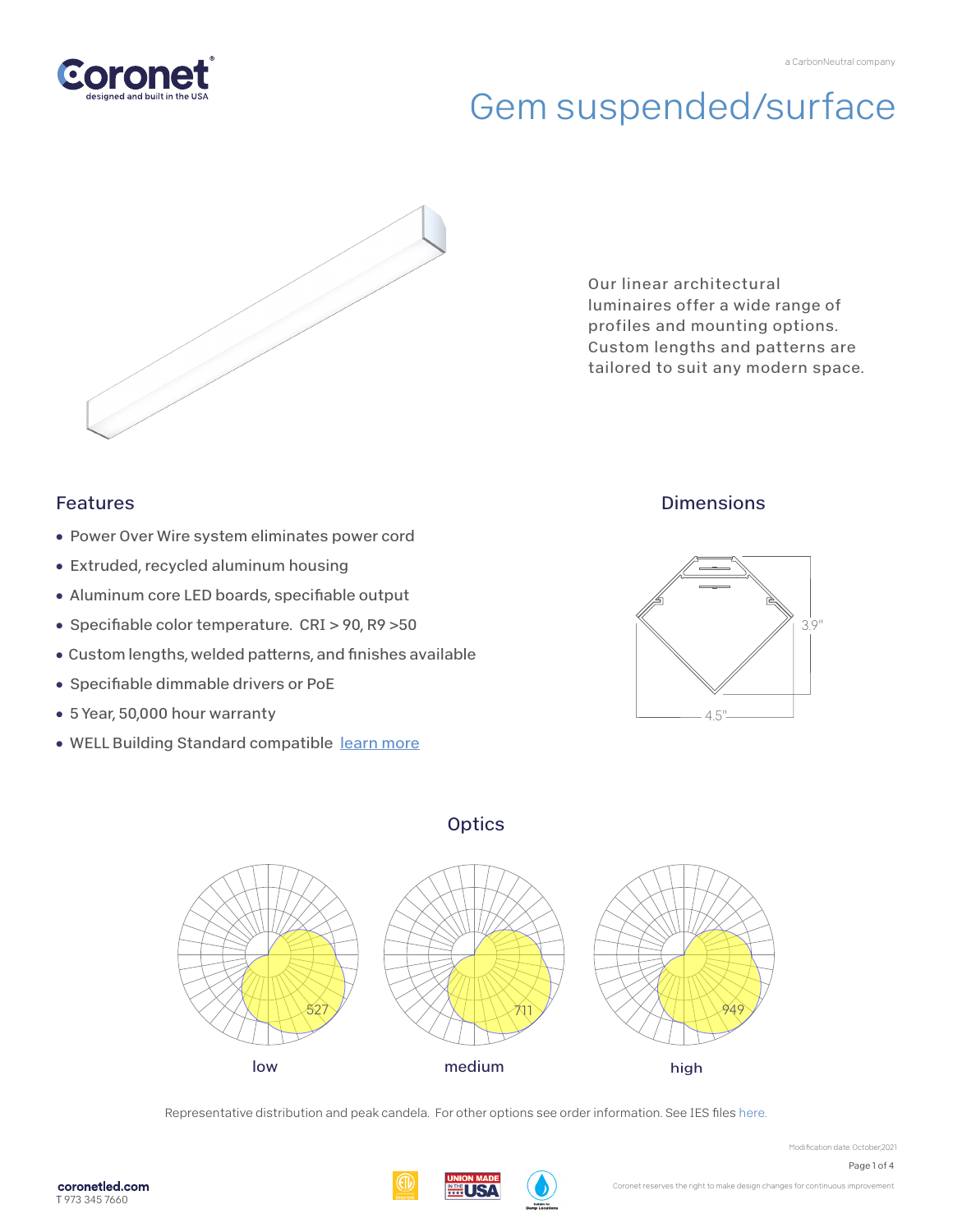Coronet
designed and built in the USA

a CarbonNeutral company

# Gem suspended/surface

Our linear architectural luminaires offer a wide range of profiles and mounting options. Custom lengths and patterns are tailored to suit any modern space.

## Features

- Power Over Wire system eliminates power cord
- Extruded, recycled aluminum housing
- Aluminum core LED boards, specifiable output
- Specifiable color temperature. CRI > 90, R9 >50
- Custom lengths, welded patterns, and finishes available
- Specifiable dimmable drivers or PoE
- 5 Year, 50,000 hour warranty
- WELL Building Standard compatible learn more

## Dimensions

3.9"

4.5"

## Optics

527 — low

711 — medium

949 — high

Representative distribution and peak candela. For other options see order information. See IES files here.

Modification date: October,2021

coronetled.com
T 973 345 7660

Coronet reserves the right to make design changes for continuous improvement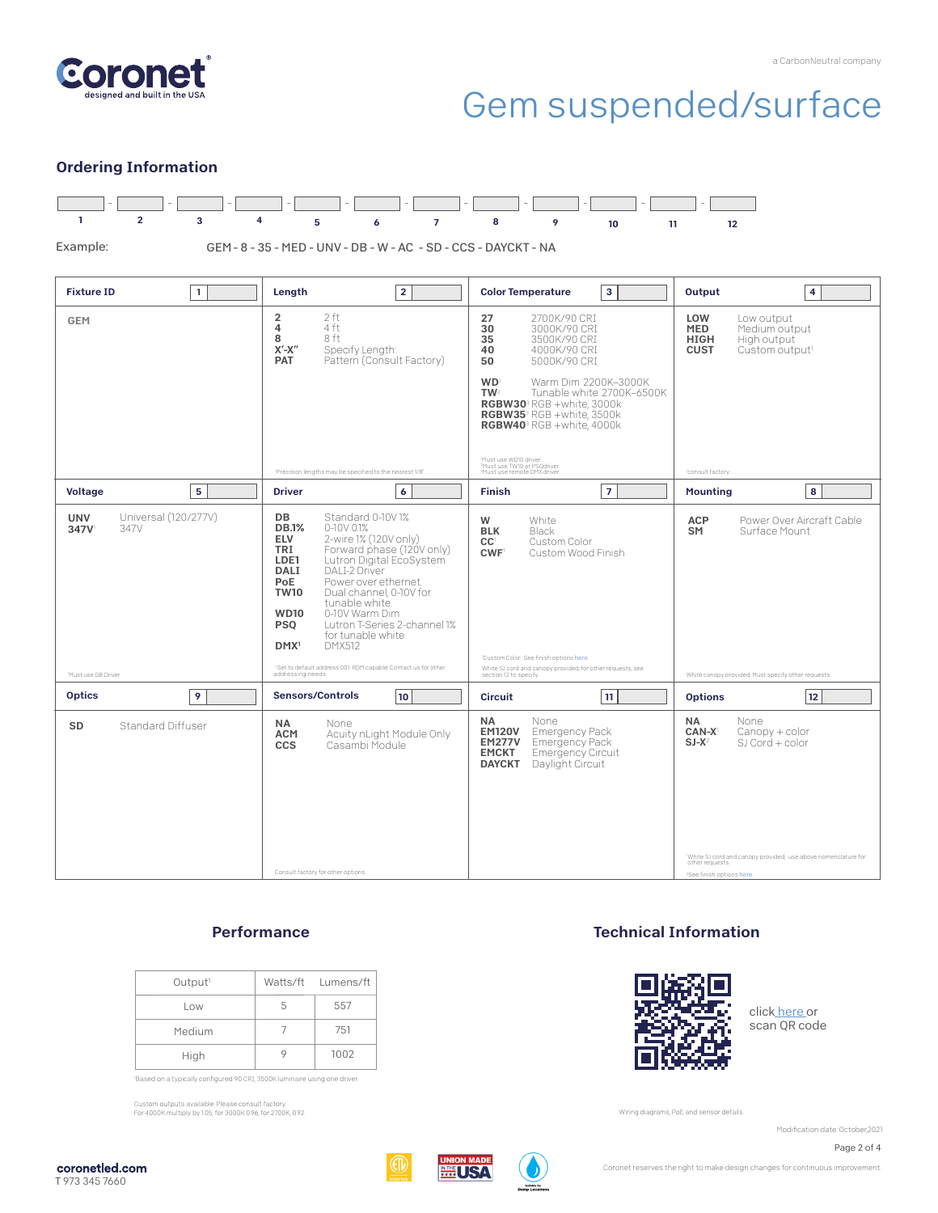# Gem suspended/surface

a CarbonNeutral company

## Ordering Information

| 1 | 2 | 3 | 4 | 5 | 6 | 7 | 8 | 9 | 10 | 11 | 12 |
|---|---|---|---|---|---|---|---|---|---|---|---|
| | | | | | | | | | | | |

Example: GEM - 8 - 35 - MED - UNV - DB - W - AC - SD - CCS - DAYCKT - NA

### Fixture ID [1]

**GEM**

### Length [2]

- **2** — 2 ft
- **4** — 4 ft
- **8** — 8 ft
- **X'-X"** — Specify Length[1]
- **PAT** — Pattern (Consult Factory)

[1]Precision lengths may be specified to the nearest 1/8"

### Color Temperature [3]

- **27** — 2700K/90 CRI
- **30** — 3000K/90 CRI
- **35** — 3500K/90 CRI
- **40** — 4000K/90 CRI
- **50** — 5000K/90 CRI
- **WD**[1] — Warm Dim 2200K–3000K
- **TW**[2] — Tunable white 2700K–6500K
- **RGBW30**[3] RGB +white, 3000k
- **RGBW35**[3] RGB +white, 3500k
- **RGBW40**[3] RGB +white, 4000k

[1]Must use WD10 driver
[2]Must use TW10 or PSQdriver
[3]Must use remote DMX driver

### Output [4]

- **LOW** — Low output
- **MED** — Medium output
- **HIGH** — High output
- **CUST** — Custom output[1]

[1]consult factory

### Voltage [5]

- **UNV** — Universal (120/277V)
- **347V**[1] — 347V

[1]Must use DB Driver

### Driver [6]

- **DB** — Standard 0-10V 1%
- **DB.1%** — 0-10V 0.1%
- **ELV** — 2-wire 1% (120V only)
- **TRI** — Forward phase (120V only)
- **LDE1** — Lutron Digital EcoSystem
- **DALI** — DALI-2 Driver
- **PoE** — Power over ethernet
- **TW10** — Dual channel, 0-10V for tunable white
- **WD10** — 0-10V Warm Dim
- **PSQ** — Lutron T-Series 2-channel 1% for tunable white
- **DMX**[1] — DMX512

[1]Set to default address 001. RDM capable. Contact us for other addressing needs.

### Finish [7]

- **W** — White
- **BLK** — Black
- **CC**[1] — Custom Color
- **CWF**[1] — Custom Wood Finish

[1]Custom Color. See finish options here

White SJ cord and canopy provided, for other requests, see section 12 to specify

### Mounting [8]

- **ACP** — Power Over Aircraft Cable
- **SM** — Surface Mount

White canopy provided. Must specify other requests.

### Optics [9]

- **SD** — Standard Diffuser

### Sensors/Controls [10]

- **NA** — None
- **ACM** — Acuity nLight Module Only
- **CCS** — Casambi Module

Consult factory for other options

### Circuit [11]

- **NA** — None
- **EM120V** — Emergency Pack
- **EM277V** — Emergency Pack
- **EMCKT** — Emergency Circuit
- **DAYCKT** — Daylight Circuit

### Options [12]

- **NA** — None
- **CAN-X**[1] — Canopy + color
- **SJ-X**[2] — SJ Cord + color

[1]White SJ cord and canopy provided, use above nomenclature for other requests.
[2]See finish options here.

## Performance

| Output[1] | Watts/ft | Lumens/ft |
|---|---|---|
| Low | 5 | 557 |
| Medium | 7 | 751 |
| High | 9 | 1002 |

[1]Based on a typically configured 90 CRI, 3500K luminaire using one driver

Custom outputs available. Please consult factory.
For 4000K multiply by 1.05; for 3000K 0.96; for 2700K, 0.92

## Technical Information

click here or scan QR code

Wiring diagrams, PoE and sensor details

Modification date: October,2021

coronetled.com
T 973 345 7660

Coronet reserves the right to make design changes for continuous improvement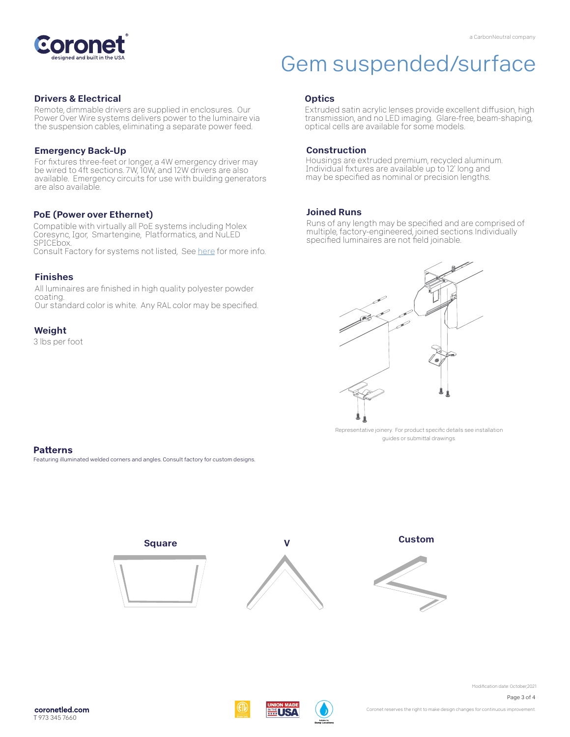# Gem suspended/surface

## Drivers & Electrical

Remote, dimmable drivers are supplied in enclosures. Our Power Over Wire systems delivers power to the luminaire via the suspension cables, eliminating a separate power feed.

## Emergency Back-Up

For fixtures three-feet or longer, a 4W emergency driver may be wired to 4ft sections. 7W, 10W, and 12W drivers are also available. Emergency circuits for use with building generators are also available.

## PoE (Power over Ethernet)

Compatible with virtually all PoE systems including Molex Coresync, Igor, Smartengine, Platformatics, and NuLED SPICEbox.
Consult Factory for systems not listed, See here for more info.

## Finishes

All luminaires are finished in high quality polyester powder coating.
Our standard color is white. Any RAL color may be specified.

## Weight

3 lbs per foot

## Optics

Extruded satin acrylic lenses provide excellent diffusion, high transmission, and no LED imaging. Glare-free, beam-shaping, optical cells are available for some models.

## Construction

Housings are extruded premium, recycled aluminum. Individual fixtures are available up to 12' long and may be specified as nominal or precision lengths.

## Joined Runs

Runs of any length may be specified and are comprised of multiple, factory-engineered, joined sections. Individually specified luminaires are not field joinable.

Representative joinery. For product specific details see installation guides or submittal drawings.

## Patterns

Featuring illuminated welded corners and angles. Consult factory for custom designs.

**Square** **V** **Custom**

coronetled.com
T 973 345 7660

Modification date: October,2021

Coronet reserves the right to make design changes for continuous improvement.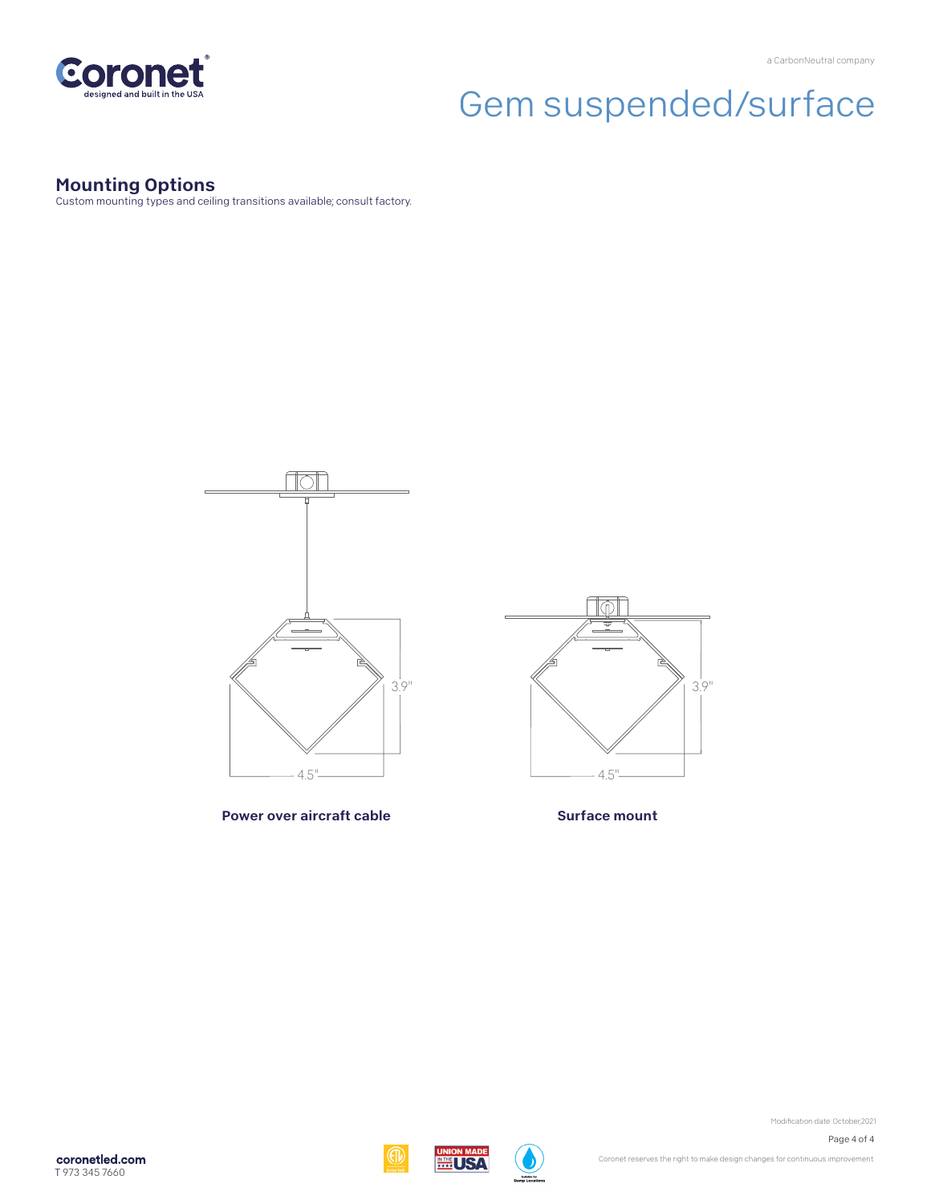# Gem suspended/surface

## Mounting Options

Custom mounting types and ceiling transitions available; consult factory.

3.9"

4.5"

**Power over aircraft cable**

3.9"

4.5"

**Surface mount**

Modification date: October,2021

Coronet reserves the right to make design changes for continuous improvement.

**coronetled.com**
T 973 345 7660